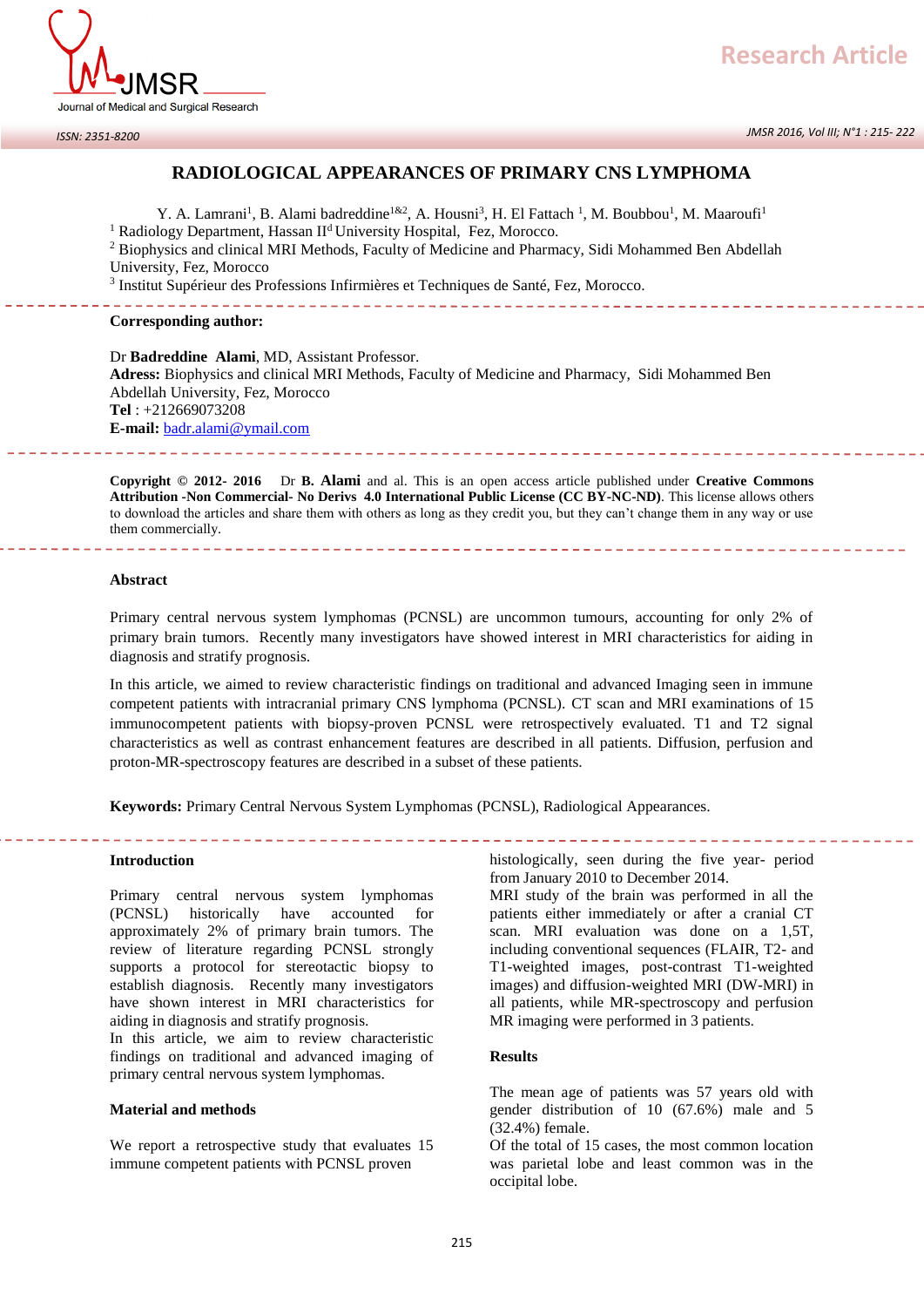Research Article

ISSN: 2351-8200

# RADIOLOGICAL APPEARANCES OF PRIMARY CNS LYMPHOMA

Y. A. Lamrani[1], B. Alami badreddine[1&2], A. Housni[3], H. El Fattach [1], M. Boubbou[1], M. Maaroufi[1]

[1] Radiology Department, Hassan II[d] University Hospital, Fez, Morocco.

[2] Biophysics and clinical MRI Methods, Faculty of Medicine and Pharmacy, Sidi Mohammed Ben Abdellah University, Fez, Morocco

[3] Institut Supérieur des Professions Infirmières et Techniques de Santé, Fez, Morocco.

**Corresponding author:**

Dr **Badreddine Alami**, MD, Assistant Professor.
**Adress:** Biophysics and clinical MRI Methods, Faculty of Medicine and Pharmacy, Sidi Mohammed Ben Abdellah University, Fez, Morocco
**Tel** : +212669073208
**E-mail:** badr.alami@ymail.com

**Copyright © 2012- 2016** Dr **B. Alami** and al. This is an open access article published under **Creative Commons Attribution -Non Commercial- No Derivs 4.0 International Public License (CC BY-NC-ND)**. This license allows others to download the articles and share them with others as long as they credit you, but they can't change them in any way or use them commercially.

## Abstract

Primary central nervous system lymphomas (PCNSL) are uncommon tumours, accounting for only 2% of primary brain tumors. Recently many investigators have showed interest in MRI characteristics for aiding in diagnosis and stratify prognosis.

In this article, we aimed to review characteristic findings on traditional and advanced Imaging seen in immune competent patients with intracranial primary CNS lymphoma (PCNSL). CT scan and MRI examinations of 15 immunocompetent patients with biopsy-proven PCNSL were retrospectively evaluated. T1 and T2 signal characteristics as well as contrast enhancement features are described in all patients. Diffusion, perfusion and proton-MR-spectroscopy features are described in a subset of these patients.

**Keywords:** Primary Central Nervous System Lymphomas (PCNSL), Radiological Appearances.

## Introduction

Primary central nervous system lymphomas (PCNSL) historically have accounted for approximately 2% of primary brain tumors. The review of literature regarding PCNSL strongly supports a protocol for stereotactic biopsy to establish diagnosis. Recently many investigators have shown interest in MRI characteristics for aiding in diagnosis and stratify prognosis.

In this article, we aim to review characteristic findings on traditional and advanced imaging of primary central nervous system lymphomas.

## Material and methods

We report a retrospective study that evaluates 15 immune competent patients with PCNSL proven histologically, seen during the five year- period from January 2010 to December 2014.

MRI study of the brain was performed in all the patients either immediately or after a cranial CT scan. MRI evaluation was done on a 1,5T, including conventional sequences (FLAIR, T2- and T1-weighted images, post-contrast T1-weighted images) and diffusion-weighted MRI (DW-MRI) in all patients, while MR-spectroscopy and perfusion MR imaging were performed in 3 patients.

## Results

The mean age of patients was 57 years old with gender distribution of 10 (67.6%) male and 5 (32.4%) female.

Of the total of 15 cases, the most common location was parietal lobe and least common was in the occipital lobe.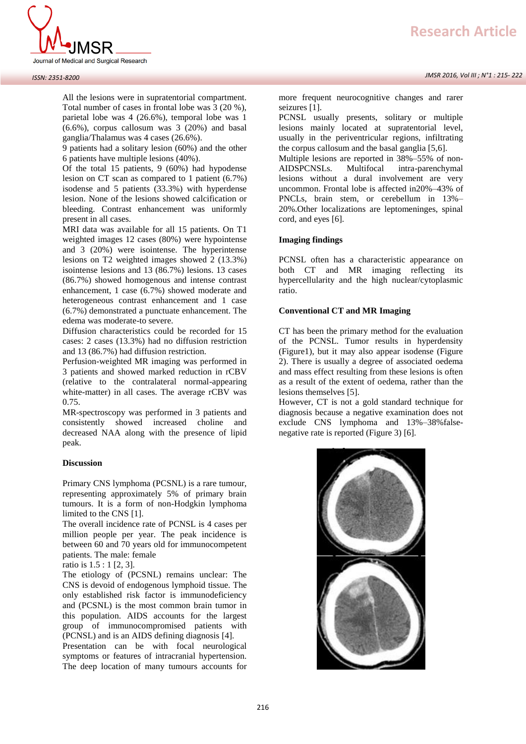All the lesions were in supratentorial compartment. Total number of cases in frontal lobe was 3 (20 %), parietal lobe was 4 (26.6%), temporal lobe was 1 (6.6%), corpus callosum was 3 (20%) and basal ganglia/Thalamus was 4 cases (26.6%).

9 patients had a solitary lesion (60%) and the other 6 patients have multiple lesions (40%).

Of the total 15 patients, 9 (60%) had hypodense lesion on CT scan as compared to 1 patient (6.7%) isodense and 5 patients (33.3%) with hyperdense lesion. None of the lesions showed calcification or bleeding. Contrast enhancement was uniformly present in all cases.

MRI data was available for all 15 patients. On T1 weighted images 12 cases (80%) were hypointense and 3 (20%) were isointense. The hyperintense lesions on T2 weighted images showed 2 (13.3%) isointense lesions and 13 (86.7%) lesions. 13 cases (86.7%) showed homogenous and intense contrast enhancement, 1 case (6.7%) showed moderate and heterogeneous contrast enhancement and 1 case (6.7%) demonstrated a punctuate enhancement. The edema was moderate-to severe.

Diffusion characteristics could be recorded for 15 cases: 2 cases (13.3%) had no diffusion restriction and 13 (86.7%) had diffusion restriction.

Perfusion-weighted MR imaging was performed in 3 patients and showed marked reduction in rCBV (relative to the contralateral normal-appearing white-matter) in all cases. The average rCBV was 0.75.

MR-spectroscopy was performed in 3 patients and consistently showed increased choline and decreased NAA along with the presence of lipid peak.

## Discussion

Primary CNS lymphoma (PCSNL) is a rare tumour, representing approximately 5% of primary brain tumours. It is a form of non-Hodgkin lymphoma limited to the CNS [1].

The overall incidence rate of PCNSL is 4 cases per million people per year. The peak incidence is between 60 and 70 years old for immunocompetent patients. The male: female ratio is 1.5 : 1 [2, 3].

The etiology of (PCSNL) remains unclear: The CNS is devoid of endogenous lymphoid tissue. The only established risk factor is immunodeficiency and (PCSNL) is the most common brain tumor in this population. AIDS accounts for the largest group of immunocompromised patients with (PCSNL) and is an AIDS defining diagnosis [4].

Presentation can be with focal neurological symptoms or features of intracranial hypertension. The deep location of many tumours accounts for more frequent neurocognitive changes and rarer seizures [1].

PCNSL usually presents, solitary or multiple lesions mainly located at supratentorial level, usually in the periventricular regions, infiltrating the corpus callosum and the basal ganglia [5,6].

Multiple lesions are reported in 38%–55% of non-AIDSPCSNLs. Multifocal intra-parenchymal lesions without a dural involvement are very uncommon. Frontal lobe is affected in20%–43% of PNCLs, brain stem, or cerebellum in 13%–20%.Other localizations are leptomeninges, spinal cord, and eyes [6].

### Imaging findings

PCNSL often has a characteristic appearance on both CT and MR imaging reflecting its hypercellularity and the high nuclear/cytoplasmic ratio.

### Conventional CT and MR Imaging

CT has been the primary method for the evaluation of the PCNSL. Tumor results in hyperdensity (Figure1), but it may also appear isodense (Figure 2). There is usually a degree of associated oedema and mass effect resulting from these lesions is often as a result of the extent of oedema, rather than the lesions themselves [5].

However, CT is not a gold standard technique for diagnosis because a negative examination does not exclude CNS lymphoma and 13%–38%false-negative rate is reported (Figure 3) [6].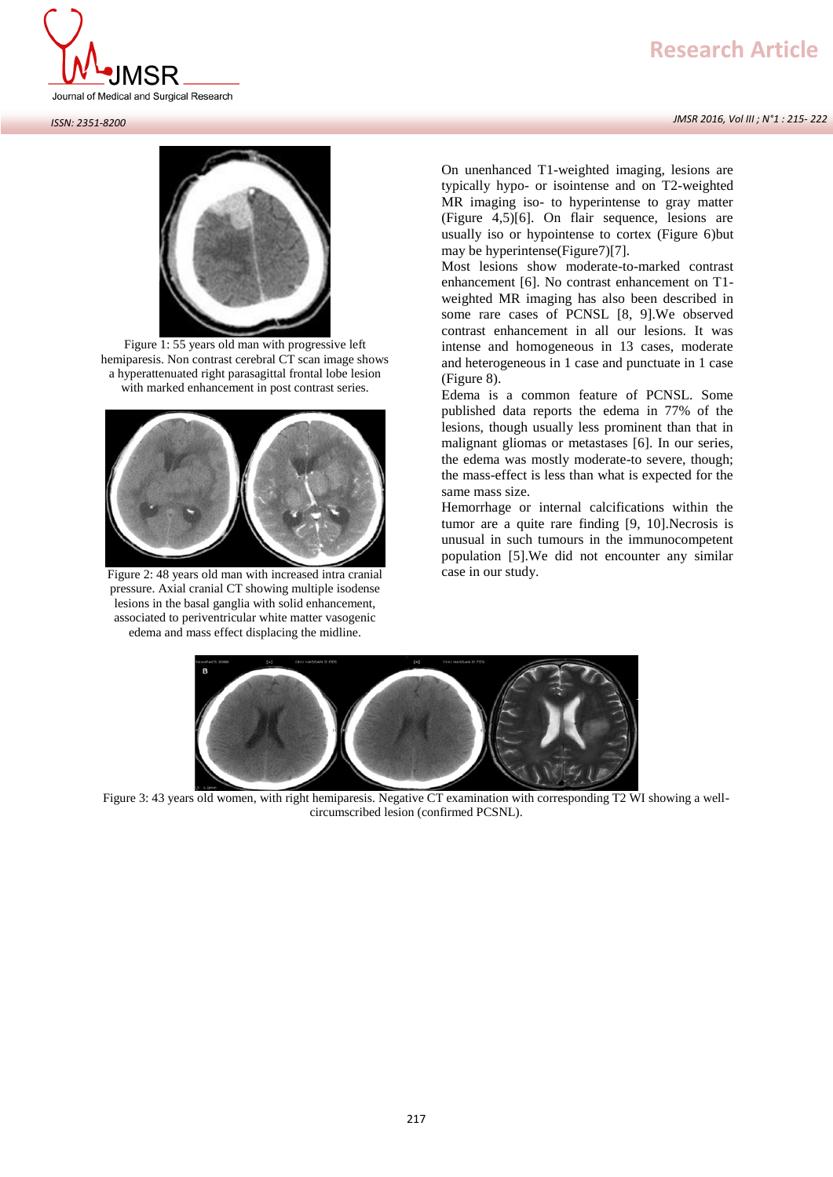Figure 1: 55 years old man with progressive left hemiparesis. Non contrast cerebral CT scan image shows a hyperattenuated right parasagittal frontal lobe lesion with marked enhancement in post contrast series.

Figure 2: 48 years old man with increased intra cranial pressure. Axial cranial CT showing multiple isodense lesions in the basal ganglia with solid enhancement, associated to periventricular white matter vasogenic edema and mass effect displacing the midline.

On unenhanced T1-weighted imaging, lesions are typically hypo- or isointense and on T2-weighted MR imaging iso- to hyperintense to gray matter (Figure 4,5)[6]. On flair sequence, lesions are usually iso or hypointense to cortex (Figure 6)but may be hyperintense(Figure7)[7].

Most lesions show moderate-to-marked contrast enhancement [6]. No contrast enhancement on T1-weighted MR imaging has also been described in some rare cases of PCNSL [8, 9].We observed contrast enhancement in all our lesions. It was intense and homogeneous in 13 cases, moderate and heterogeneous in 1 case and punctuate in 1 case (Figure 8).

Edema is a common feature of PCNSL. Some published data reports the edema in 77% of the lesions, though usually less prominent than that in malignant gliomas or metastases [6]. In our series, the edema was mostly moderate-to severe, though; the mass-effect is less than what is expected for the same mass size.

Hemorrhage or internal calcifications within the tumor are a quite rare finding [9, 10].Necrosis is unusual in such tumours in the immunocompetent population [5].We did not encounter any similar case in our study.

Figure 3: 43 years old women, with right hemiparesis. Negative CT examination with corresponding T2 WI showing a well-circumscribed lesion (confirmed PCSNL).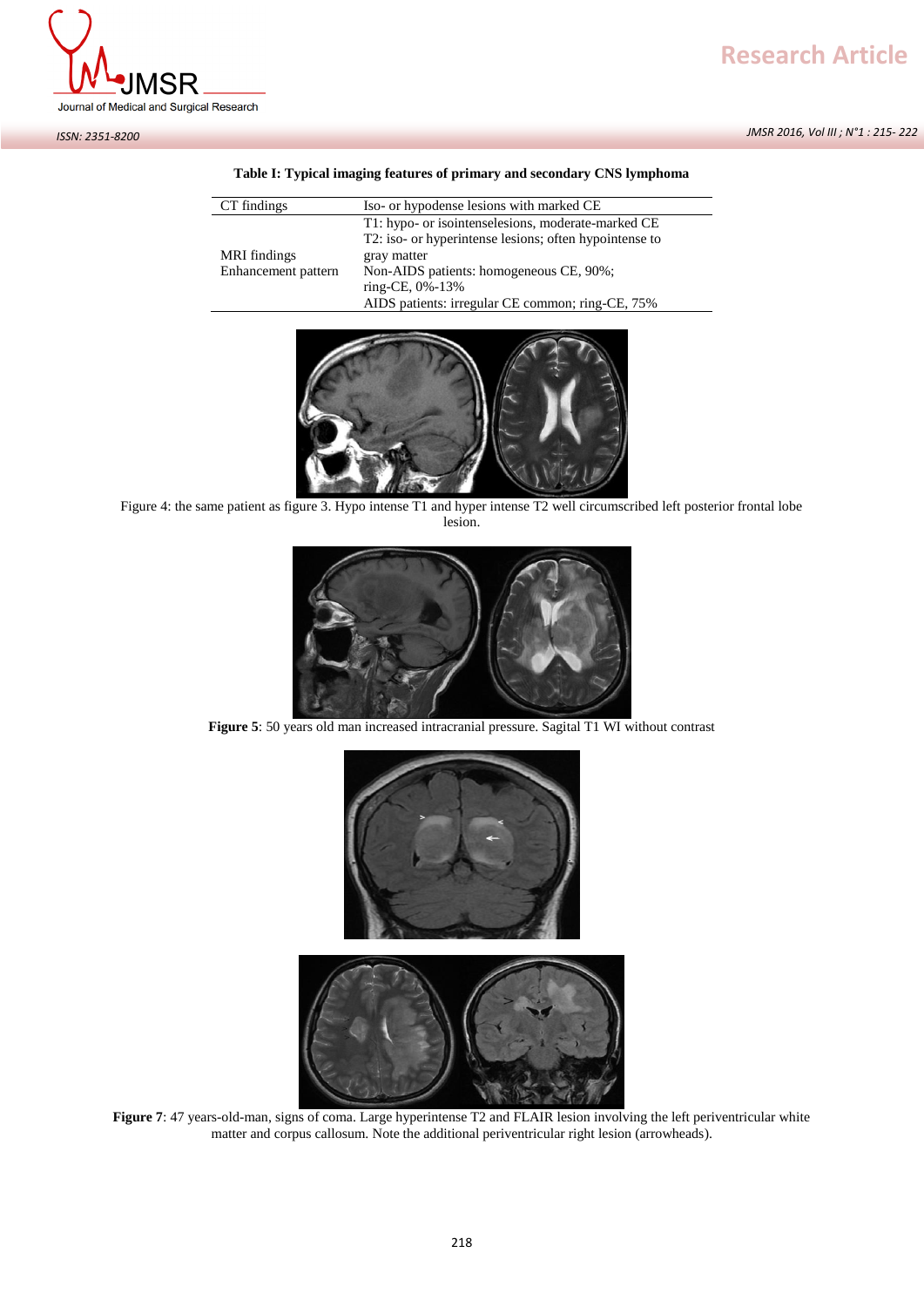**Table I: Typical imaging features of primary and secondary CNS lymphoma**

| | |
|---|---|
| CT findings | Iso- or hypodense lesions with marked CE |
| MRI findings<br>Enhancement pattern | T1: hypo- or isointenselesions, moderate-marked CE<br>T2: iso- or hyperintense lesions; often hypointense to gray matter<br>Non-AIDS patients: homogeneous CE, 90%; ring-CE, 0%-13%<br>AIDS patients: irregular CE common; ring-CE, 75% |

Figure 4: the same patient as figure 3. Hypo intense T1 and hyper intense T2 well circumscribed left posterior frontal lobe lesion.

**Figure 5**: 50 years old man increased intracranial pressure. Sagital T1 WI without contrast

**Figure 7**: 47 years-old-man, signs of coma. Large hyperintense T2 and FLAIR lesion involving the left periventricular white matter and corpus callosum. Note the additional periventricular right lesion (arrowheads).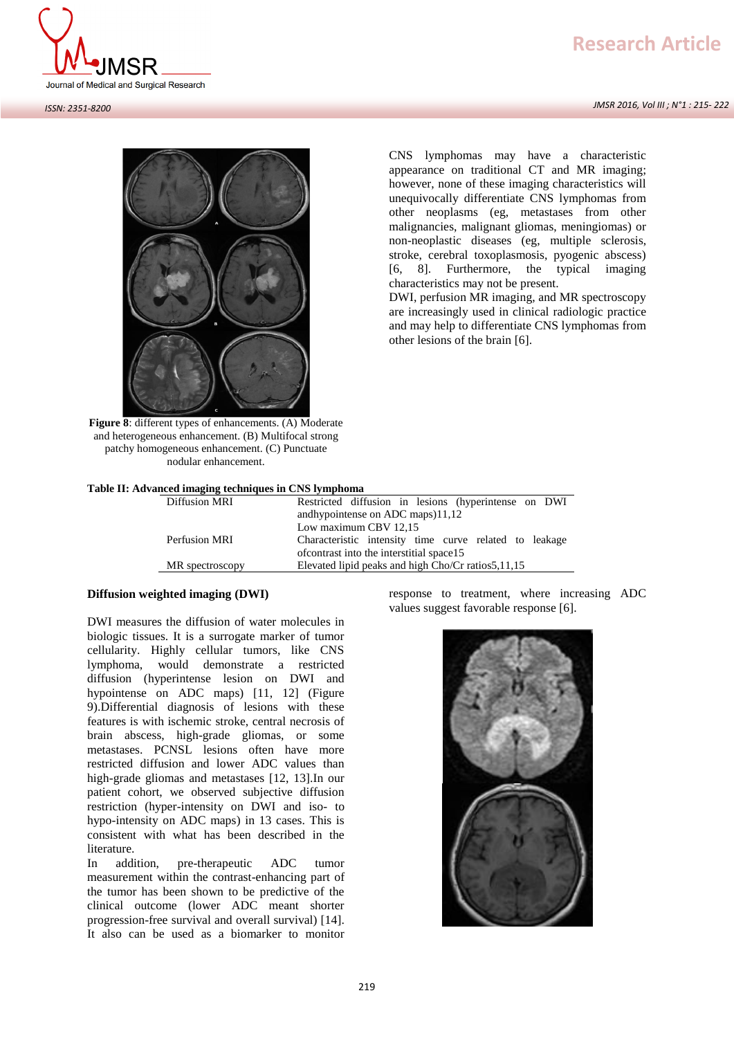Figure 8: different types of enhancements. (A) Moderate and heterogeneous enhancement. (B) Multifocal strong patchy homogeneous enhancement. (C) Punctuate nodular enhancement.

CNS lymphomas may have a characteristic appearance on traditional CT and MR imaging; however, none of these imaging characteristics will unequivocally differentiate CNS lymphomas from other neoplasms (eg, metastases from other malignancies, malignant gliomas, meningiomas) or non-neoplastic diseases (eg, multiple sclerosis, stroke, cerebral toxoplasmosis, pyogenic abscess) [6, 8]. Furthermore, the typical imaging characteristics may not be present.

DWI, perfusion MR imaging, and MR spectroscopy are increasingly used in clinical radiologic practice and may help to differentiate CNS lymphomas from other lesions of the brain [6].

**Table II: Advanced imaging techniques in CNS lymphoma**

| | |
|---|---|
| Diffusion MRI | Restricted diffusion in lesions (hyperintense on DWI andhypointense on ADC maps)11,12 |
| Perfusion MRI | Low maximum CBV 12,15<br>Characteristic intensity time curve related to leakage ofcontrast into the interstitial space15 |
| MR spectroscopy | Elevated lipid peaks and high Cho/Cr ratios5,11,15 |

## Diffusion weighted imaging (DWI)

DWI measures the diffusion of water molecules in biologic tissues. It is a surrogate marker of tumor cellularity. Highly cellular tumors, like CNS lymphoma, would demonstrate a restricted diffusion (hyperintense lesion on DWI and hypointense on ADC maps) [11, 12] (Figure 9).Differential diagnosis of lesions with these features is with ischemic stroke, central necrosis of brain abscess, high-grade gliomas, or some metastases. PCNSL lesions often have more restricted diffusion and lower ADC values than high-grade gliomas and metastases [12, 13].In our patient cohort, we observed subjective diffusion restriction (hyper-intensity on DWI and iso- to hypo-intensity on ADC maps) in 13 cases. This is consistent with what has been described in the literature.

In addition, pre-therapeutic ADC tumor measurement within the contrast-enhancing part of the tumor has been shown to be predictive of the clinical outcome (lower ADC meant shorter progression-free survival and overall survival) [14]. It also can be used as a biomarker to monitor response to treatment, where increasing ADC values suggest favorable response [6].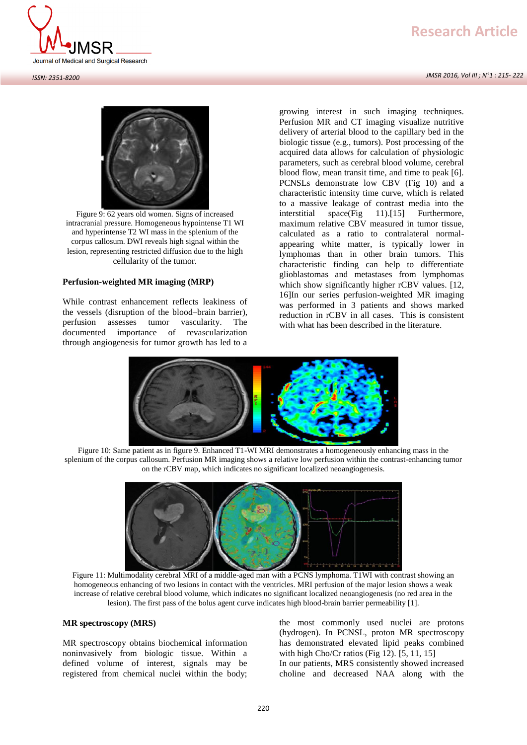Figure 9: 62 years old women. Signs of increased intracranial pressure. Homogeneous hypointense T1 WI and hyperintense T2 WI mass in the splenium of the corpus callosum. DWI reveals high signal within the lesion, representing restricted diffusion due to the high cellularity of the tumor.

**Perfusion-weighted MR imaging (MRP)**

While contrast enhancement reflects leakiness of the vessels (disruption of the blood–brain barrier), perfusion assesses tumor vascularity. The documented importance of revascularization through angiogenesis for tumor growth has led to a growing interest in such imaging techniques. Perfusion MR and CT imaging visualize nutritive delivery of arterial blood to the capillary bed in the biologic tissue (e.g., tumors). Post processing of the acquired data allows for calculation of physiologic parameters, such as cerebral blood volume, cerebral blood flow, mean transit time, and time to peak [6]. PCNSLs demonstrate low CBV (Fig 10) and a characteristic intensity time curve, which is related to a massive leakage of contrast media into the interstitial space(Fig 11).[15] Furthermore, maximum relative CBV measured in tumor tissue, calculated as a ratio to contralateral normal-appearing white matter, is typically lower in lymphomas than in other brain tumors. This characteristic finding can help to differentiate glioblastomas and metastases from lymphomas which show significantly higher rCBV values. [12, 16]In our series perfusion-weighted MR imaging was performed in 3 patients and shows marked reduction in rCBV in all cases. This is consistent with what has been described in the literature.

Figure 10: Same patient as in figure 9. Enhanced T1-WI MRI demonstrates a homogeneously enhancing mass in the splenium of the corpus callosum. Perfusion MR imaging shows a relative low perfusion within the contrast-enhancing tumor on the rCBV map, which indicates no significant localized neoangiogenesis.

Figure 11: Multimodality cerebral MRI of a middle-aged man with a PCNS lymphoma. T1WI with contrast showing an homogeneous enhancing of two lesions in contact with the ventricles. MRI perfusion of the major lesion shows a weak increase of relative cerebral blood volume, which indicates no significant localized neoangiogenesis (no red area in the lesion). The first pass of the bolus agent curve indicates high blood-brain barrier permeability [1].

**MR spectroscopy (MRS)**

MR spectroscopy obtains biochemical information noninvasively from biologic tissue. Within a defined volume of interest, signals may be registered from chemical nuclei within the body; the most commonly used nuclei are protons (hydrogen). In PCNSL, proton MR spectroscopy has demonstrated elevated lipid peaks combined with high Cho/Cr ratios (Fig 12). [5, 11, 15]
In our patients, MRS consistently showed increased choline and decreased NAA along with the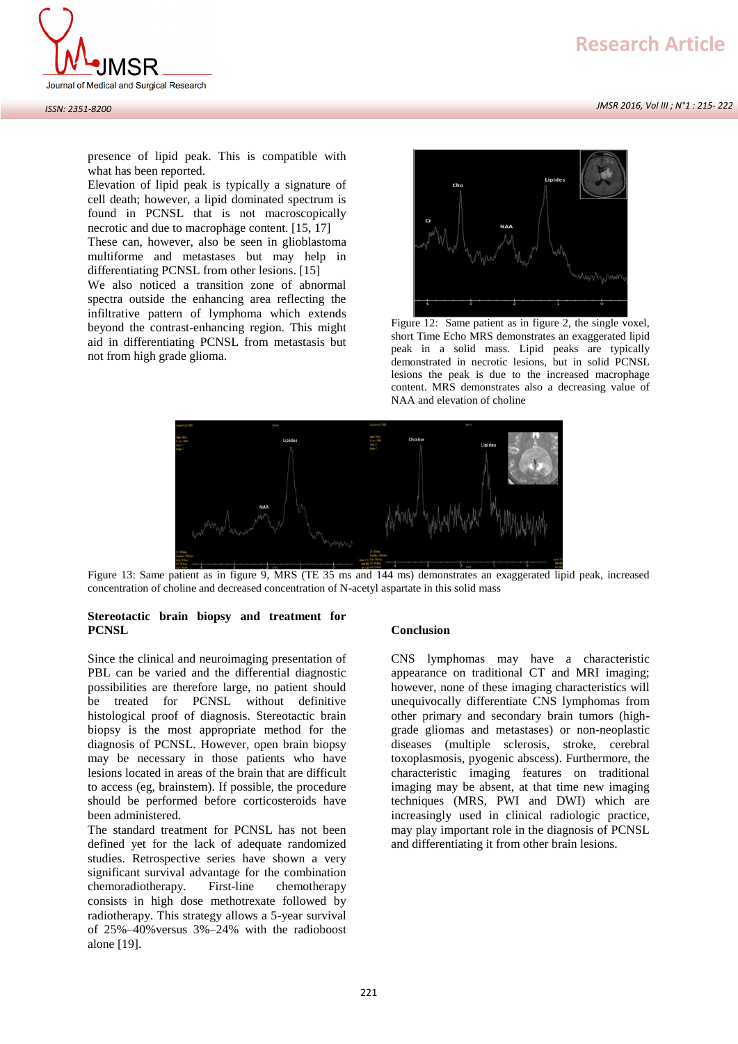presence of lipid peak. This is compatible with what has been reported.

Elevation of lipid peak is typically a signature of cell death; however, a lipid dominated spectrum is found in PCNSL that is not macroscopically necrotic and due to macrophage content. [15, 17]

These can, however, also be seen in glioblastoma multiforme and metastases but may help in differentiating PCNSL from other lesions. [15]

We also noticed a transition zone of abnormal spectra outside the enhancing area reflecting the infiltrative pattern of lymphoma which extends beyond the contrast-enhancing region. This might aid in differentiating PCNSL from metastasis but not from high grade glioma.

Figure 12: Same patient as in figure 2, the single voxel, short Time Echo MRS demonstrates an exaggerated lipid peak in a solid mass. Lipid peaks are typically demonstrated in necrotic lesions, but in solid PCNSL lesions the peak is due to the increased macrophage content. MRS demonstrates also a decreasing value of NAA and elevation of choline

Figure 13: Same patient as in figure 9, MRS (TE 35 ms and 144 ms) demonstrates an exaggerated lipid peak, increased concentration of choline and decreased concentration of N-acetyl aspartate in this solid mass

## Stereotactic brain biopsy and treatment for PCNSL

Since the clinical and neuroimaging presentation of PBL can be varied and the differential diagnostic possibilities are therefore large, no patient should be treated for PCNSL without definitive histological proof of diagnosis. Stereotactic brain biopsy is the most appropriate method for the diagnosis of PCNSL. However, open brain biopsy may be necessary in those patients who have lesions located in areas of the brain that are difficult to access (eg, brainstem). If possible, the procedure should be performed before corticosteroids have been administered.

The standard treatment for PCNSL has not been defined yet for the lack of adequate randomized studies. Retrospective series have shown a very significant survival advantage for the combination chemoradiotherapy. First-line chemotherapy consists in high dose methotrexate followed by radiotherapy. This strategy allows a 5-year survival of 25%–40%versus 3%–24% with the radioboost alone [19].

## Conclusion

CNS lymphomas may have a characteristic appearance on traditional CT and MRI imaging; however, none of these imaging characteristics will unequivocally differentiate CNS lymphomas from other primary and secondary brain tumors (high-grade gliomas and metastases) or non-neoplastic diseases (multiple sclerosis, stroke, cerebral toxoplasmosis, pyogenic abscess). Furthermore, the characteristic imaging features on traditional imaging may be absent, at that time new imaging techniques (MRS, PWI and DWI) which are increasingly used in clinical radiologic practice, may play important role in the diagnosis of PCNSL and differentiating it from other brain lesions.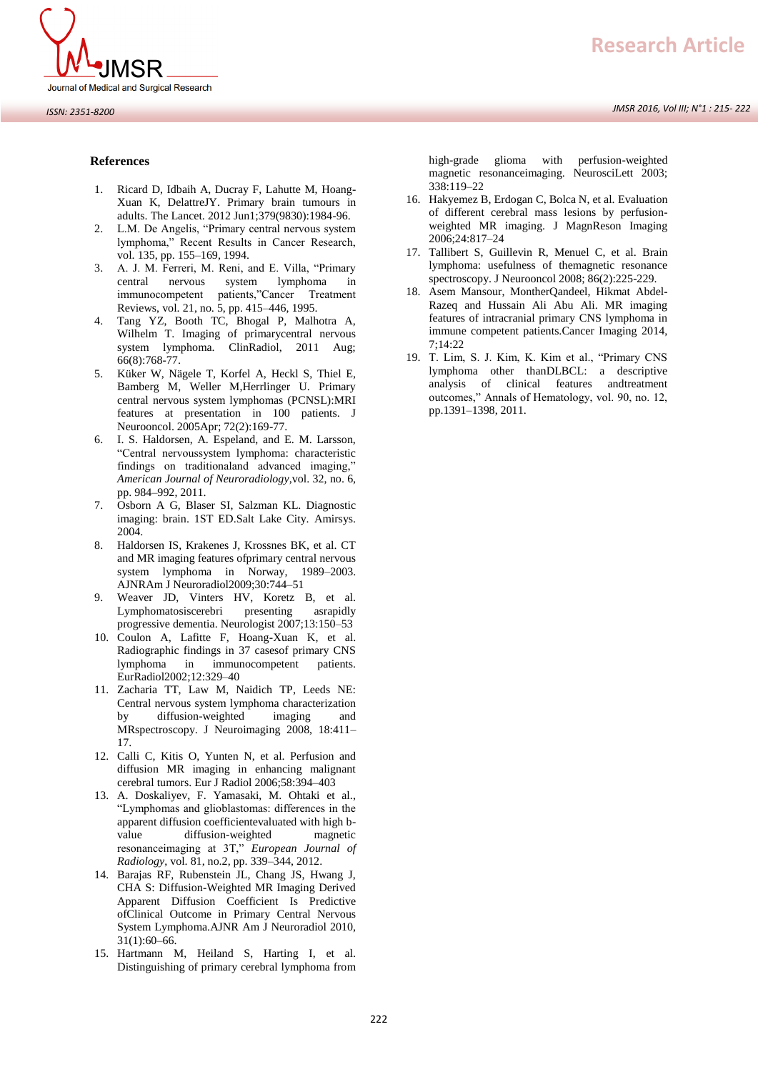## References

1. Ricard D, Idbaih A, Ducray F, Lahutte M, Hoang-Xuan K, DelattreJY. Primary brain tumours in adults. The Lancet. 2012 Jun1;379(9830):1984-96.
2. L.M. De Angelis, "Primary central nervous system lymphoma," Recent Results in Cancer Research, vol. 135, pp. 155–169, 1994.
3. A. J. M. Ferreri, M. Reni, and E. Villa, "Primary central nervous system lymphoma in immunocompetent patients,"Cancer Treatment Reviews, vol. 21, no. 5, pp. 415–446, 1995.
4. Tang YZ, Booth TC, Bhogal P, Malhotra A, Wilhelm T. Imaging of primarycentral nervous system lymphoma. ClinRadiol, 2011 Aug; 66(8):768-77.
5. Küker W, Nägele T, Korfel A, Heckl S, Thiel E, Bamberg M, Weller M,Herrlinger U. Primary central nervous system lymphomas (PCNSL):MRI features at presentation in 100 patients. J Neurooncol. 2005Apr; 72(2):169-77.
6. I. S. Haldorsen, A. Espeland, and E. M. Larsson, "Central nervoussystem lymphoma: characteristic findings on traditionaland advanced imaging," *American Journal of Neuroradiology*,vol. 32, no. 6, pp. 984–992, 2011.
7. Osborn A G, Blaser SI, Salzman KL. Diagnostic imaging: brain. 1ST ED.Salt Lake City. Amirsys. 2004.
8. Haldorsen IS, Krakenes J, Krossnes BK, et al. CT and MR imaging features ofprimary central nervous system lymphoma in Norway, 1989–2003. AJNRAm J Neuroradiol2009;30:744–51
9. Weaver JD, Vinters HV, Koretz B, et al. Lymphomatosiscerebri presenting asrapidly progressive dementia. Neurologist 2007;13:150–53
10. Coulon A, Lafitte F, Hoang-Xuan K, et al. Radiographic findings in 37 casesof primary CNS lymphoma in immunocompetent patients. EurRadiol2002;12:329–40
11. Zacharia TT, Law M, Naidich TP, Leeds NE: Central nervous system lymphoma characterization by diffusion-weighted imaging and MRspectroscopy. J Neuroimaging 2008, 18:411–17.
12. Calli C, Kitis O, Yunten N, et al. Perfusion and diffusion MR imaging in enhancing malignant cerebral tumors. Eur J Radiol 2006;58:394–403
13. A. Doskaliyev, F. Yamasaki, M. Ohtaki et al., "Lymphomas and glioblastomas: differences in the apparent diffusion coefficientevaluated with high b-value diffusion-weighted magnetic resonanceimaging at 3T," *European Journal of Radiology*, vol. 81, no.2, pp. 339–344, 2012.
14. Barajas RF, Rubenstein JL, Chang JS, Hwang J, CHA S: Diffusion-Weighted MR Imaging Derived Apparent Diffusion Coefficient Is Predictive ofClinical Outcome in Primary Central Nervous System Lymphoma.AJNR Am J Neuroradiol 2010, 31(1):60–66.
15. Hartmann M, Heiland S, Harting I, et al. Distinguishing of primary cerebral lymphoma from high-grade glioma with perfusion-weighted magnetic resonanceimaging. NeurosciLett 2003; 338:119–22
16. Hakyemez B, Erdogan C, Bolca N, et al. Evaluation of different cerebral mass lesions by perfusion-weighted MR imaging. J MagnReson Imaging 2006;24:817–24
17. Tallibert S, Guillevin R, Menuel C, et al. Brain lymphoma: usefulness of themagnetic resonance spectroscopy. J Neurooncol 2008; 86(2):225-229.
18. Asem Mansour, MontherQandeel, Hikmat Abdel-Razeq and Hussain Ali Abu Ali. MR imaging features of intracranial primary CNS lymphoma in immune competent patients.Cancer Imaging 2014, 7;14:22
19. T. Lim, S. J. Kim, K. Kim et al., "Primary CNS lymphoma other thanDLBCL: a descriptive analysis of clinical features andtreatment outcomes," Annals of Hematology, vol. 90, no. 12, pp.1391–1398, 2011.